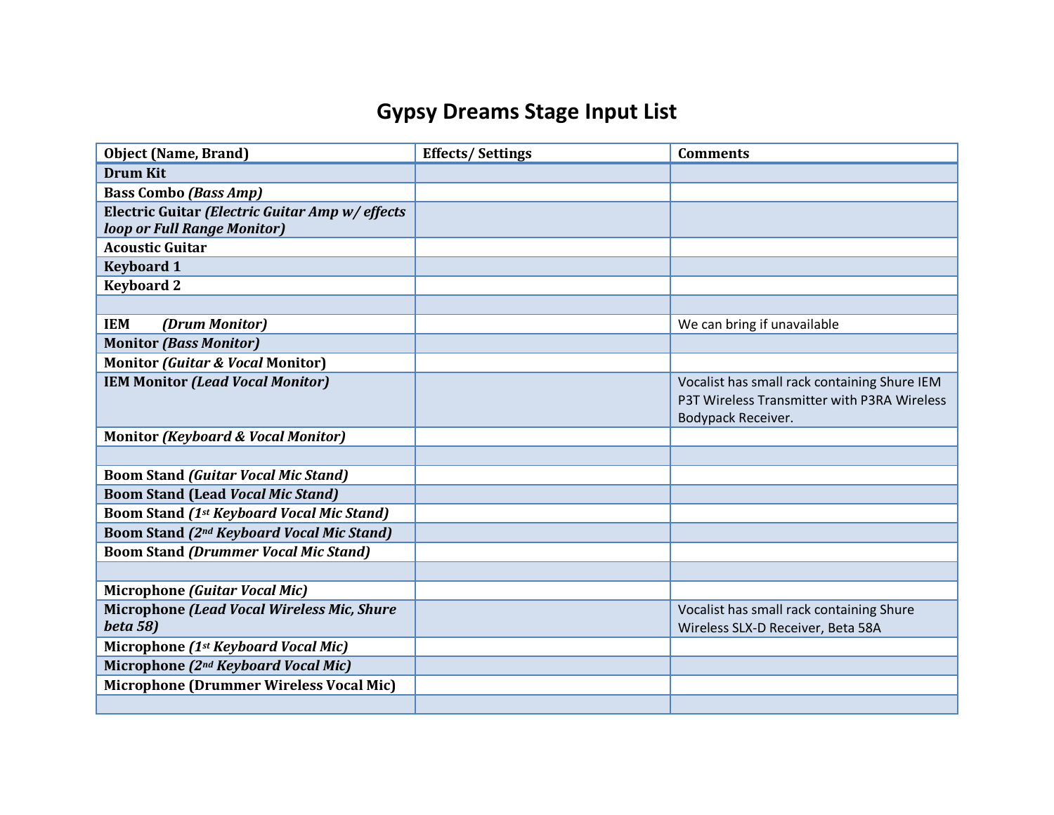# Gypsy Dreams Stage Input List

| Object (Name, Brand) | Effects/ Settings | Comments |
|---|---|---|
| **Drum Kit** | | |
| **Bass Combo *(Bass Amp)*** | | |
| **Electric Guitar *(Electric Guitar Amp w/ effects loop or Full Range Monitor)*** | | |
| **Acoustic Guitar** | | |
| **Keyboard 1** | | |
| **Keyboard 2** | | |
| | | |
| **IEM *(Drum Monitor)*** | | We can bring if unavailable |
| **Monitor *(Bass Monitor)*** | | |
| **Monitor *(Guitar & Vocal* Monitor)** | | |
| **IEM Monitor *(Lead Vocal Monitor)*** | | Vocalist has small rack containing Shure IEM P3T Wireless Transmitter with P3RA Wireless Bodypack Receiver. |
| **Monitor *(Keyboard & Vocal Monitor)*** | | |
| | | |
| **Boom Stand *(Guitar Vocal Mic Stand)*** | | |
| **Boom Stand (Lead *Vocal Mic Stand)*** | | |
| **Boom Stand *(1st Keyboard Vocal Mic Stand)*** | | |
| **Boom Stand *(2nd Keyboard Vocal Mic Stand)*** | | |
| **Boom Stand *(Drummer Vocal Mic Stand)*** | | |
| | | |
| **Microphone *(Guitar Vocal Mic)*** | | |
| **Microphone *(Lead Vocal Wireless Mic, Shure beta 58)*** | | Vocalist has small rack containing Shure Wireless SLX-D Receiver, Beta 58A |
| **Microphone *(1st Keyboard Vocal Mic)*** | | |
| **Microphone *(2nd Keyboard Vocal Mic)*** | | |
| **Microphone (Drummer Wireless Vocal Mic)** | | |
| | | |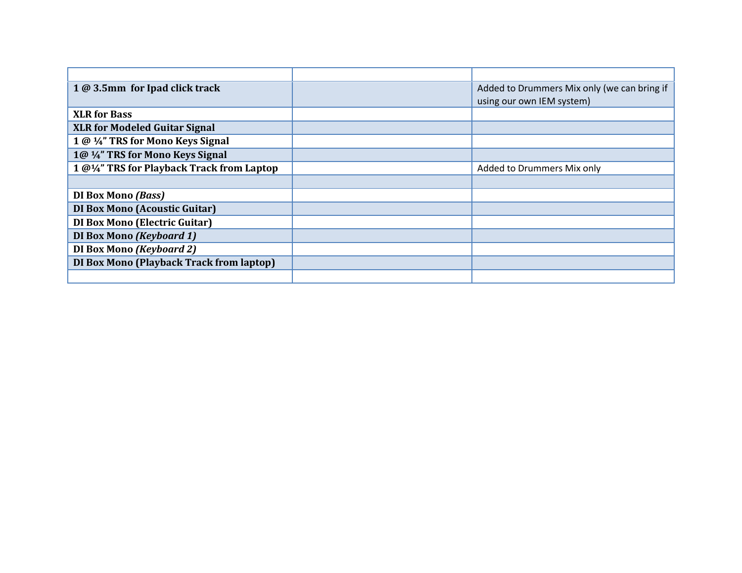| | | |
|---|---|---|
| **1 @ 3.5mm  for Ipad click track** | | Added to Drummers Mix only (we can bring if using our own IEM system) |
| **XLR for Bass** | | |
| **XLR for Modeled Guitar Signal** | | |
| **1 @ ¼" TRS for Mono Keys Signal** | | |
| **1@ ¼" TRS for Mono Keys Signal** | | |
| **1 @¼" TRS for Playback Track from Laptop** | | Added to Drummers Mix only |
| | | |
| **DI Box Mono *(Bass)*** | | |
| **DI Box Mono (Acoustic Guitar)** | | |
| **DI Box Mono (Electric Guitar)** | | |
| **DI Box Mono *(Keyboard 1)*** | | |
| **DI Box Mono *(Keyboard 2)*** | | |
| **DI Box Mono (Playback Track from laptop)** | | |
| | | |